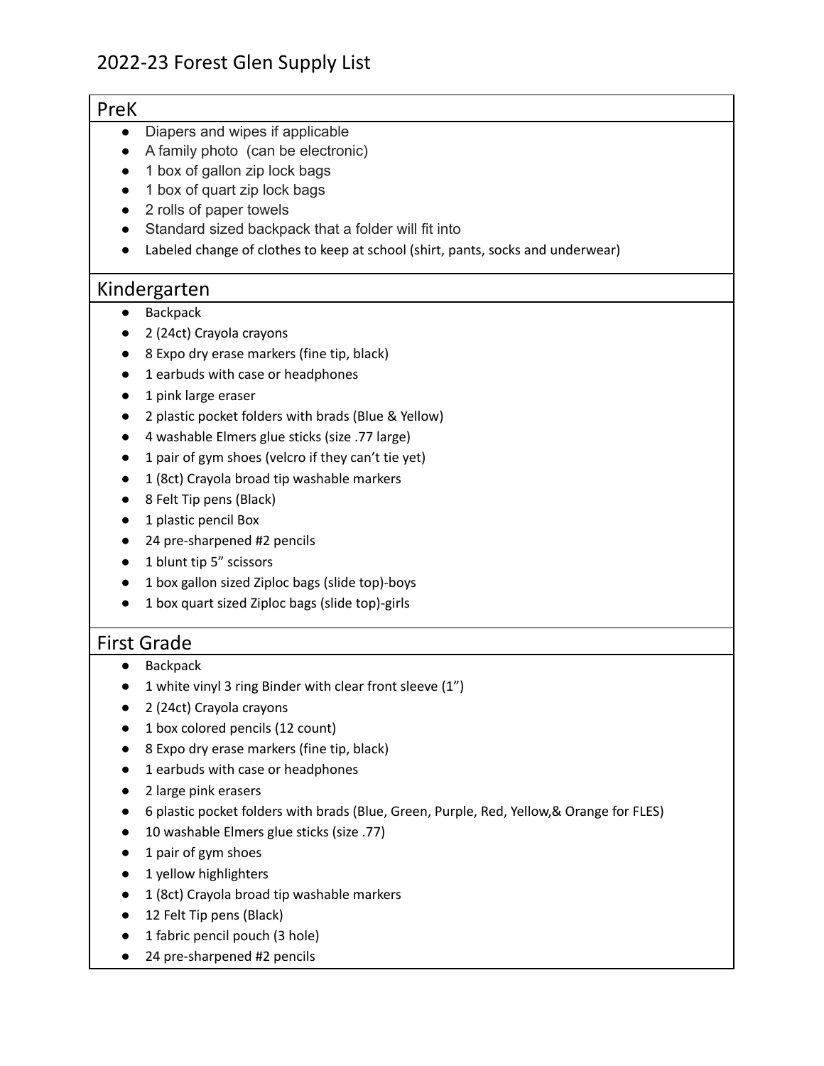# 2022-23 Forest Glen Supply List

## PreK

- Diapers and wipes if applicable
- A family photo (can be electronic)
- 1 box of gallon zip lock bags
- 1 box of quart zip lock bags
- 2 rolls of paper towels
- Standard sized backpack that a folder will fit into
- Labeled change of clothes to keep at school (shirt, pants, socks and underwear)

## Kindergarten

- Backpack
- 2 (24ct) Crayola crayons
- 8 Expo dry erase markers (fine tip, black)
- 1 earbuds with case or headphones
- 1 pink large eraser
- 2 plastic pocket folders with brads (Blue & Yellow)
- 4 washable Elmers glue sticks (size .77 large)
- 1 pair of gym shoes (velcro if they can't tie yet)
- 1 (8ct) Crayola broad tip washable markers
- 8 Felt Tip pens (Black)
- 1 plastic pencil Box
- 24 pre-sharpened #2 pencils
- 1 blunt tip 5" scissors
- 1 box gallon sized Ziploc bags (slide top)-boys
- 1 box quart sized Ziploc bags (slide top)-girls

## First Grade

- Backpack
- 1 white vinyl 3 ring Binder with clear front sleeve (1")
- 2 (24ct) Crayola crayons
- 1 box colored pencils (12 count)
- 8 Expo dry erase markers (fine tip, black)
- 1 earbuds with case or headphones
- 2 large pink erasers
- 6 plastic pocket folders with brads (Blue, Green, Purple, Red, Yellow,& Orange for FLES)
- 10 washable Elmers glue sticks (size .77)
- 1 pair of gym shoes
- 1 yellow highlighters
- 1 (8ct) Crayola broad tip washable markers
- 12 Felt Tip pens (Black)
- 1 fabric pencil pouch (3 hole)
- 24 pre-sharpened #2 pencils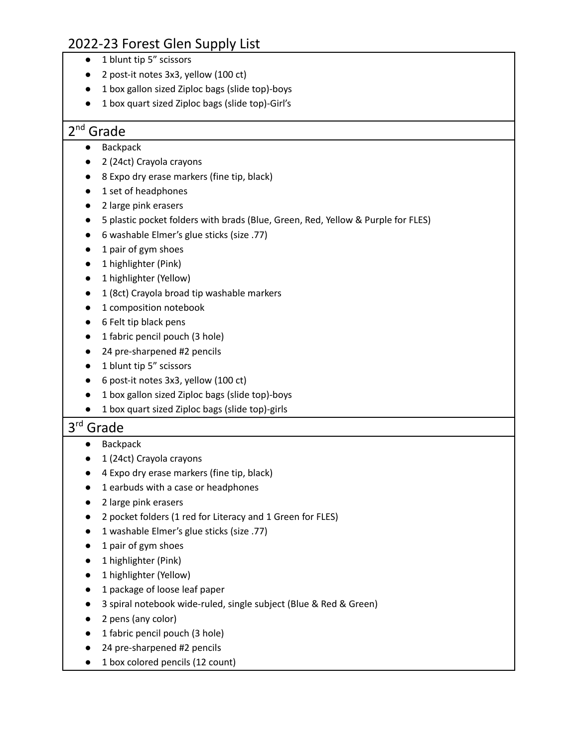# 2022-23 Forest Glen Supply List

- 1 blunt tip 5" scissors
- 2 post-it notes 3x3, yellow (100 ct)
- 1 box gallon sized Ziploc bags (slide top)-boys
- 1 box quart sized Ziploc bags (slide top)-Girl's

## 2nd Grade

- Backpack
- 2 (24ct) Crayola crayons
- 8 Expo dry erase markers (fine tip, black)
- 1 set of headphones
- 2 large pink erasers
- 5 plastic pocket folders with brads (Blue, Green, Red, Yellow & Purple for FLES)
- 6 washable Elmer's glue sticks (size .77)
- 1 pair of gym shoes
- 1 highlighter (Pink)
- 1 highlighter (Yellow)
- 1 (8ct) Crayola broad tip washable markers
- 1 composition notebook
- 6 Felt tip black pens
- 1 fabric pencil pouch (3 hole)
- 24 pre-sharpened #2 pencils
- 1 blunt tip 5" scissors
- 6 post-it notes 3x3, yellow (100 ct)
- 1 box gallon sized Ziploc bags (slide top)-boys
- 1 box quart sized Ziploc bags (slide top)-girls

## 3rd Grade

- Backpack
- 1 (24ct) Crayola crayons
- 4 Expo dry erase markers (fine tip, black)
- 1 earbuds with a case or headphones
- 2 large pink erasers
- 2 pocket folders (1 red for Literacy and 1 Green for FLES)
- 1 washable Elmer's glue sticks (size .77)
- 1 pair of gym shoes
- 1 highlighter (Pink)
- 1 highlighter (Yellow)
- 1 package of loose leaf paper
- 3 spiral notebook wide-ruled, single subject (Blue & Red & Green)
- 2 pens (any color)
- 1 fabric pencil pouch (3 hole)
- 24 pre-sharpened #2 pencils
- 1 box colored pencils (12 count)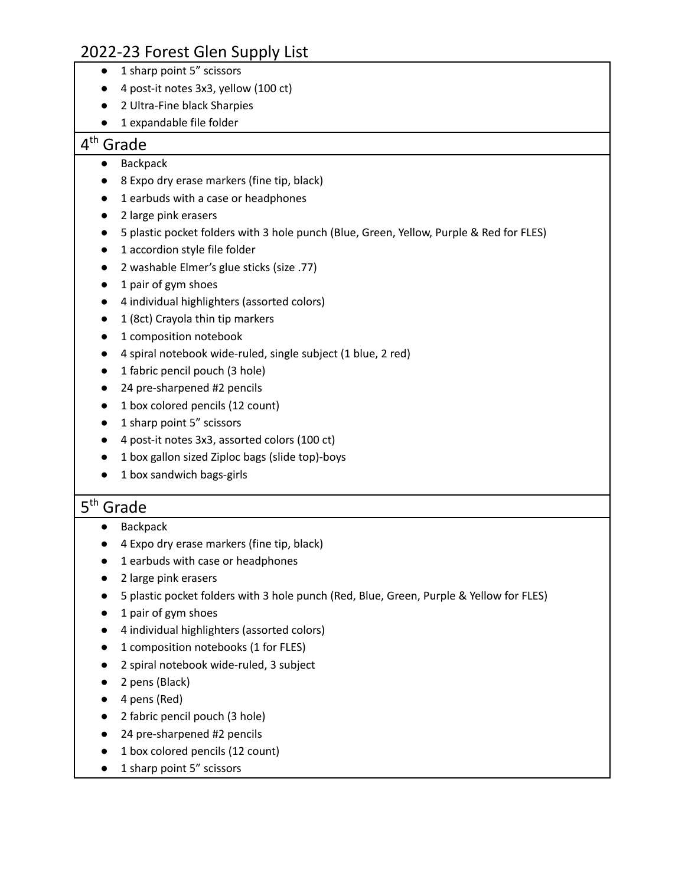# 2022-23 Forest Glen Supply List

- 1 sharp point 5" scissors
- 4 post-it notes 3x3, yellow (100 ct)
- 2 Ultra-Fine black Sharpies
- 1 expandable file folder

## 4th Grade

- Backpack
- 8 Expo dry erase markers (fine tip, black)
- 1 earbuds with a case or headphones
- 2 large pink erasers
- 5 plastic pocket folders with 3 hole punch (Blue, Green, Yellow, Purple & Red for FLES)
- 1 accordion style file folder
- 2 washable Elmer's glue sticks (size .77)
- 1 pair of gym shoes
- 4 individual highlighters (assorted colors)
- 1 (8ct) Crayola thin tip markers
- 1 composition notebook
- 4 spiral notebook wide-ruled, single subject (1 blue, 2 red)
- 1 fabric pencil pouch (3 hole)
- 24 pre-sharpened #2 pencils
- 1 box colored pencils (12 count)
- 1 sharp point 5" scissors
- 4 post-it notes 3x3, assorted colors (100 ct)
- 1 box gallon sized Ziploc bags (slide top)-boys
- 1 box sandwich bags-girls

## 5th Grade

- Backpack
- 4 Expo dry erase markers (fine tip, black)
- 1 earbuds with case or headphones
- 2 large pink erasers
- 5 plastic pocket folders with 3 hole punch (Red, Blue, Green, Purple & Yellow for FLES)
- 1 pair of gym shoes
- 4 individual highlighters (assorted colors)
- 1 composition notebooks (1 for FLES)
- 2 spiral notebook wide-ruled, 3 subject
- 2 pens (Black)
- 4 pens (Red)
- 2 fabric pencil pouch (3 hole)
- 24 pre-sharpened #2 pencils
- 1 box colored pencils (12 count)
- 1 sharp point 5" scissors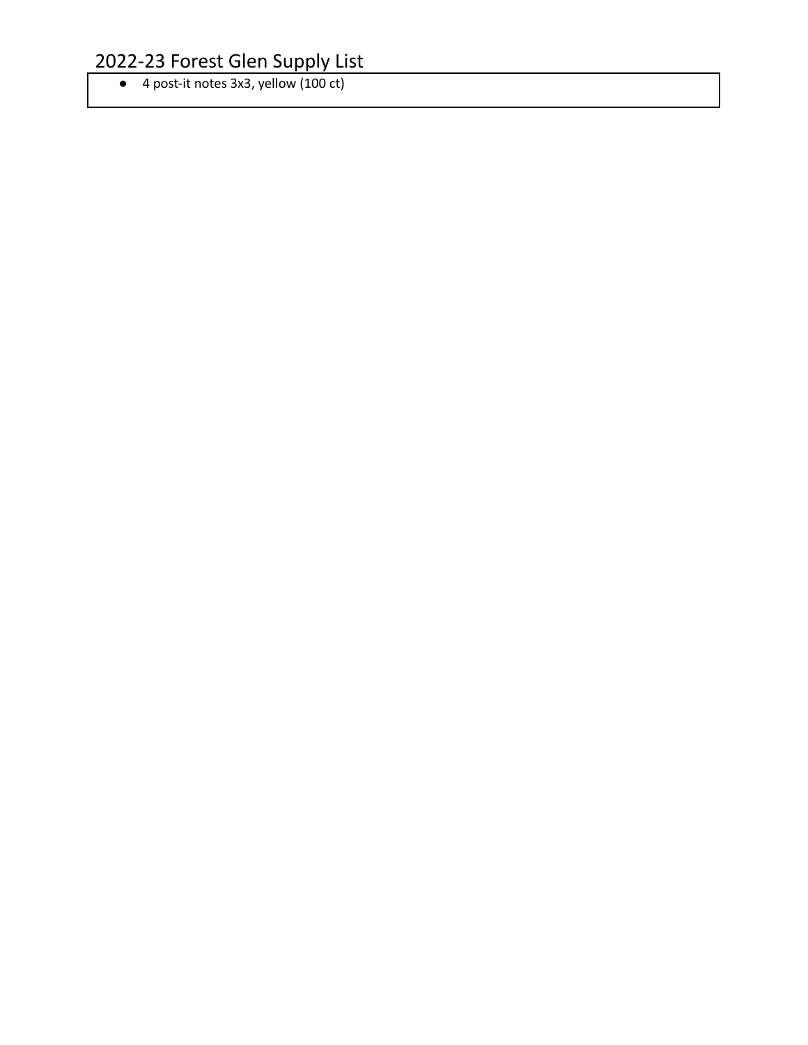# 2022-23 Forest Glen Supply List

- 4 post-it notes 3x3, yellow (100 ct)